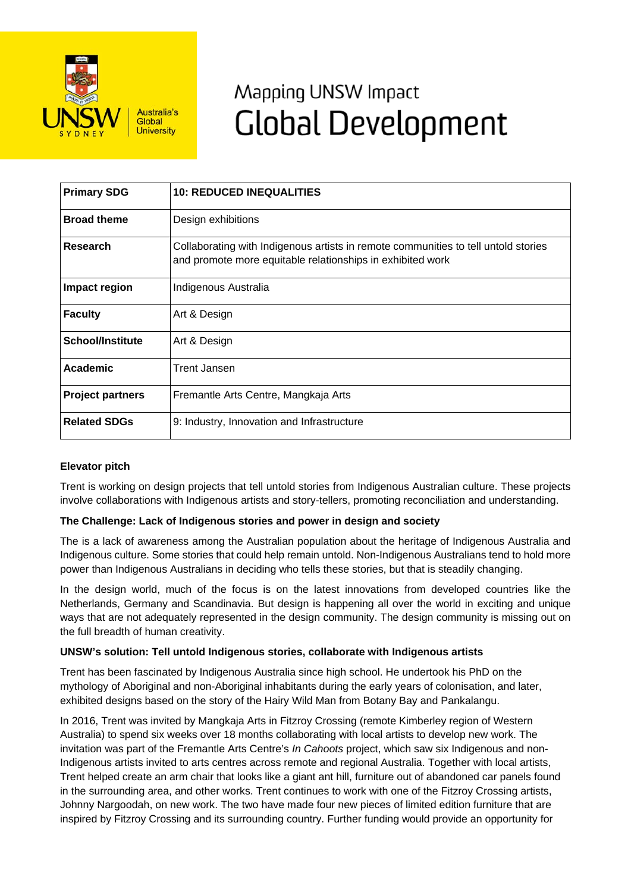# Mapping UNSW Impact
# Global Development

| Primary SDG | 10: REDUCED INEQUALITIES |
|---|---|
| Broad theme | Design exhibitions |
| Research | Collaborating with Indigenous artists in remote communities to tell untold stories and promote more equitable relationships in exhibited work |
| Impact region | Indigenous Australia |
| Faculty | Art & Design |
| School/Institute | Art & Design |
| Academic | Trent Jansen |
| Project partners | Fremantle Arts Centre, Mangkaja Arts |
| Related SDGs | 9: Industry, Innovation and Infrastructure |

**Elevator pitch**

Trent is working on design projects that tell untold stories from Indigenous Australian culture. These projects involve collaborations with Indigenous artists and story-tellers, promoting reconciliation and understanding.

**The Challenge: Lack of Indigenous stories and power in design and society**

The is a lack of awareness among the Australian population about the heritage of Indigenous Australia and Indigenous culture. Some stories that could help remain untold. Non-Indigenous Australians tend to hold more power than Indigenous Australians in deciding who tells these stories, but that is steadily changing.

In the design world, much of the focus is on the latest innovations from developed countries like the Netherlands, Germany and Scandinavia. But design is happening all over the world in exciting and unique ways that are not adequately represented in the design community. The design community is missing out on the full breadth of human creativity.

**UNSW's solution: Tell untold Indigenous stories, collaborate with Indigenous artists**

Trent has been fascinated by Indigenous Australia since high school. He undertook his PhD on the mythology of Aboriginal and non-Aboriginal inhabitants during the early years of colonisation, and later, exhibited designs based on the story of the Hairy Wild Man from Botany Bay and Pankalangu.

In 2016, Trent was invited by Mangkaja Arts in Fitzroy Crossing (remote Kimberley region of Western Australia) to spend six weeks over 18 months collaborating with local artists to develop new work. The invitation was part of the Fremantle Arts Centre's *In Cahoots* project, which saw six Indigenous and non-Indigenous artists invited to arts centres across remote and regional Australia. Together with local artists, Trent helped create an arm chair that looks like a giant ant hill, furniture out of abandoned car panels found in the surrounding area, and other works. Trent continues to work with one of the Fitzroy Crossing artists, Johnny Nargoodah, on new work. The two have made four new pieces of limited edition furniture that are inspired by Fitzroy Crossing and its surrounding country. Further funding would provide an opportunity for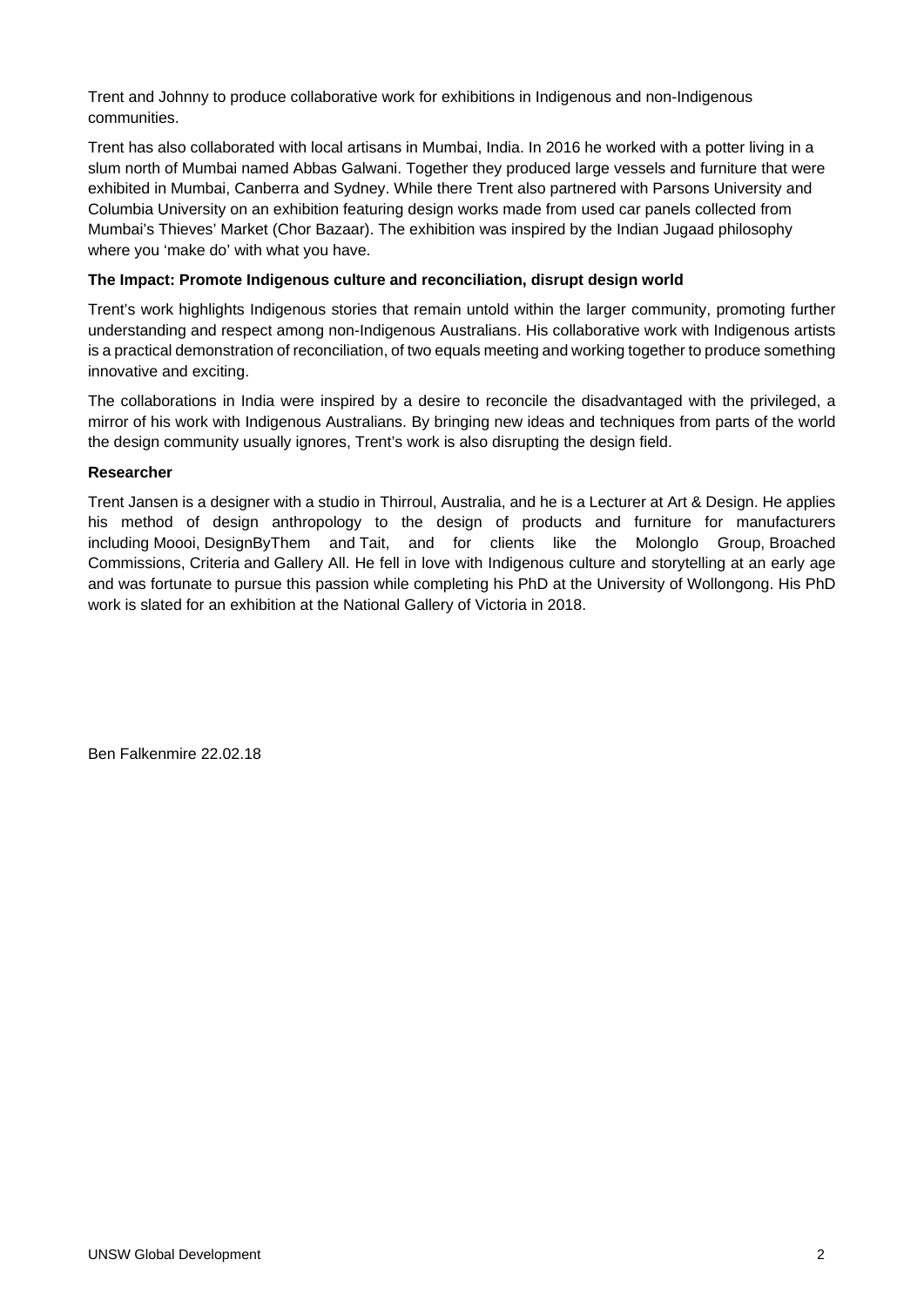Trent and Johnny to produce collaborative work for exhibitions in Indigenous and non-Indigenous communities.

Trent has also collaborated with local artisans in Mumbai, India. In 2016 he worked with a potter living in a slum north of Mumbai named Abbas Galwani. Together they produced large vessels and furniture that were exhibited in Mumbai, Canberra and Sydney. While there Trent also partnered with Parsons University and Columbia University on an exhibition featuring design works made from used car panels collected from Mumbai's Thieves' Market (Chor Bazaar). The exhibition was inspired by the Indian Jugaad philosophy where you 'make do' with what you have.

**The Impact: Promote Indigenous culture and reconciliation, disrupt design world**

Trent's work highlights Indigenous stories that remain untold within the larger community, promoting further understanding and respect among non-Indigenous Australians. His collaborative work with Indigenous artists is a practical demonstration of reconciliation, of two equals meeting and working together to produce something innovative and exciting.

The collaborations in India were inspired by a desire to reconcile the disadvantaged with the privileged, a mirror of his work with Indigenous Australians. By bringing new ideas and techniques from parts of the world the design community usually ignores, Trent's work is also disrupting the design field.

**Researcher**

Trent Jansen is a designer with a studio in Thirroul, Australia, and he is a Lecturer at Art & Design. He applies his method of design anthropology to the design of products and furniture for manufacturers including Moooi, DesignByThem and Tait, and for clients like the Molonglo Group, Broached Commissions, Criteria and Gallery All. He fell in love with Indigenous culture and storytelling at an early age and was fortunate to pursue this passion while completing his PhD at the University of Wollongong. His PhD work is slated for an exhibition at the National Gallery of Victoria in 2018.

Ben Falkenmire 22.02.18